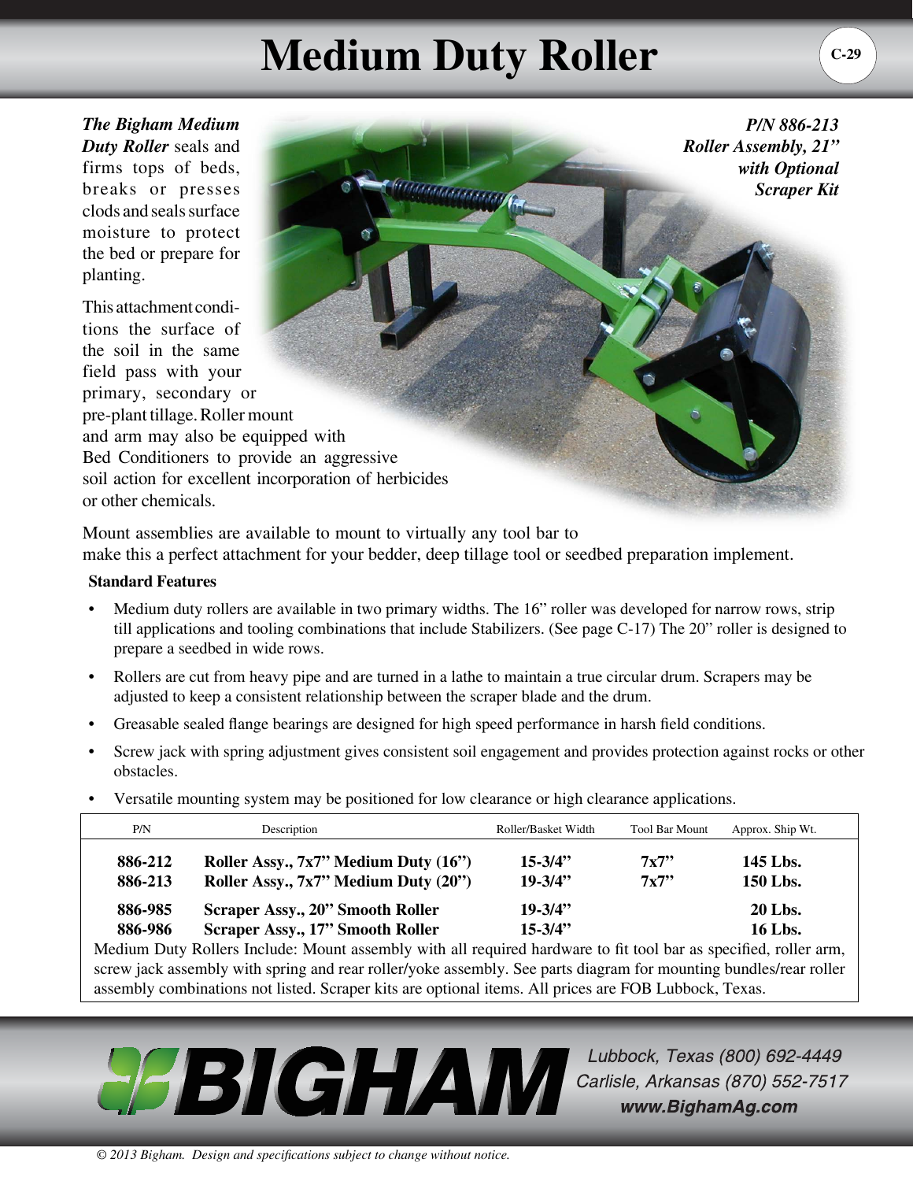# Medium Duty Roller

***The Bigham Medium Duty Roller*** seals and firms tops of beds, breaks or presses clods and seals surface moisture to protect the bed or prepare for planting.

*P/N 886-213*
*Roller Assembly, 21" with Optional Scraper Kit*

This attachment conditions the surface of the soil in the same field pass with your primary, secondary or pre-plant tillage. Roller mount and arm may also be equipped with Bed Conditioners to provide an aggressive soil action for excellent incorporation of herbicides or other chemicals.

Mount assemblies are available to mount to virtually any tool bar to make this a perfect attachment for your bedder, deep tillage tool or seedbed preparation implement.

**Standard Features**

- Medium duty rollers are available in two primary widths. The 16" roller was developed for narrow rows, strip till applications and tooling combinations that include Stabilizers. (See page C-17) The 20" roller is designed to prepare a seedbed in wide rows.
- Rollers are cut from heavy pipe and are turned in a lathe to maintain a true circular drum. Scrapers may be adjusted to keep a consistent relationship between the scraper blade and the drum.
- Greasable sealed flange bearings are designed for high speed performance in harsh field conditions.
- Screw jack with spring adjustment gives consistent soil engagement and provides protection against rocks or other obstacles.
- Versatile mounting system may be positioned for low clearance or high clearance applications.

| P/N | Description | Roller/Basket Width | Tool Bar Mount | Approx. Ship Wt. |
|---|---|---|---|---|
| **886-212** | **Roller Assy., 7x7" Medium Duty (16")** | **15-3/4"** | **7x7"** | **145 Lbs.** |
| **886-213** | **Roller Assy., 7x7" Medium Duty (20")** | **19-3/4"** | **7x7"** | **150 Lbs.** |
| **886-985** | **Scraper Assy., 20" Smooth Roller** | **19-3/4"** | | **20 Lbs.** |
| **886-986** | **Scraper Assy., 17" Smooth Roller** | **15-3/4"** | | **16 Lbs.** |

Medium Duty Rollers Include: Mount assembly with all required hardware to fit tool bar as specified, roller arm, screw jack assembly with spring and rear roller/yoke assembly. See parts diagram for mounting bundles/rear roller assembly combinations not listed. Scraper kits are optional items. All prices are FOB Lubbock, Texas.

BIGHAM

Lubbock, Texas (800) 692-4449
Carlisle, Arkansas (870) 552-7517
www.BighamAg.com

*© 2013 Bigham. Design and specifications subject to change without notice.*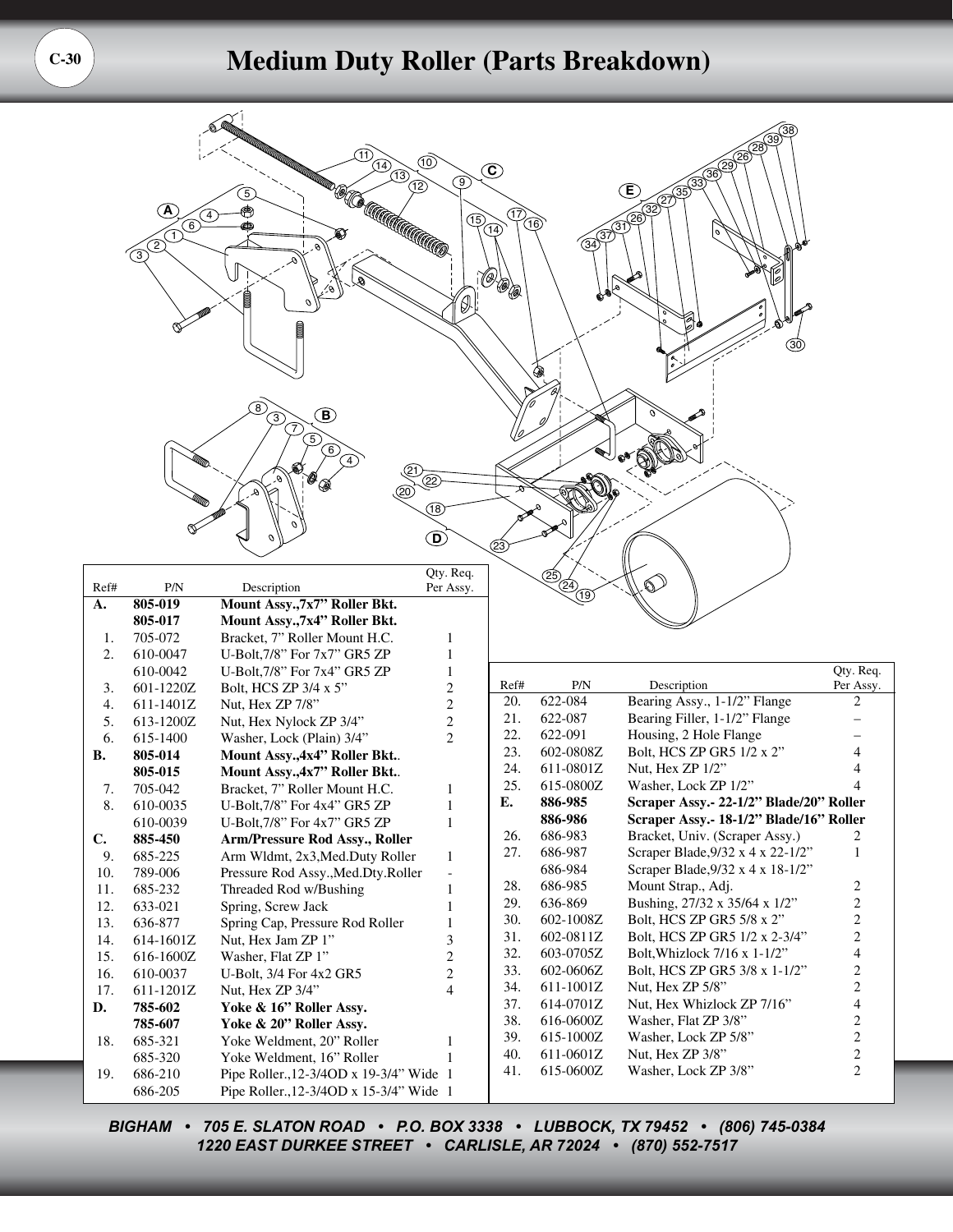# Medium Duty Roller (Parts Breakdown)

| Ref# | P/N | Description | Qty. Req. Per Assy. |
|---|---|---|---|
| **A.** | **805-019** | **Mount Assy.,7x7" Roller Bkt.** | |
| | **805-017** | **Mount Assy.,7x4" Roller Bkt.** | |
| 1. | 705-072 | Bracket, 7" Roller Mount H.C. | 1 |
| 2. | 610-0047 | U-Bolt,7/8" For 7x7" GR5 ZP | 1 |
| | 610-0042 | U-Bolt,7/8" For 7x4" GR5 ZP | 1 |
| 3. | 601-1220Z | Bolt, HCS ZP 3/4 x 5" | 2 |
| 4. | 611-1401Z | Nut, Hex ZP 7/8" | 2 |
| 5. | 613-1200Z | Nut, Hex Nylock ZP 3/4" | 2 |
| 6. | 615-1400 | Washer, Lock (Plain) 3/4" | 2 |
| **B.** | **805-014** | **Mount Assy.,4x4" Roller Bkt..** | |
| | **805-015** | **Mount Assy.,4x7" Roller Bkt..** | |
| 7. | 705-042 | Bracket, 7" Roller Mount H.C. | 1 |
| 8. | 610-0035 | U-Bolt,7/8" For 4x4" GR5 ZP | 1 |
| | 610-0039 | U-Bolt,7/8" For 4x7" GR5 ZP | 1 |
| **C.** | **885-450** | **Arm/Pressure Rod Assy., Roller** | |
| 9. | 685-225 | Arm Wldmt, 2x3,Med.Duty Roller | 1 |
| 10. | 789-006 | Pressure Rod Assy.,Med.Dty.Roller | - |
| 11. | 685-232 | Threaded Rod w/Bushing | 1 |
| 12. | 633-021 | Spring, Screw Jack | 1 |
| 13. | 636-877 | Spring Cap, Pressure Rod Roller | 1 |
| 14. | 614-1601Z | Nut, Hex Jam ZP 1" | 3 |
| 15. | 616-1600Z | Washer, Flat ZP 1" | 2 |
| 16. | 610-0037 | U-Bolt, 3/4 For 4x2 GR5 | 2 |
| 17. | 611-1201Z | Nut, Hex ZP 3/4" | 4 |
| **D.** | **785-602** | **Yoke & 16" Roller Assy.** | |
| | **785-607** | **Yoke & 20" Roller Assy.** | |
| 18. | 685-321 | Yoke Weldment, 20" Roller | 1 |
| | 685-320 | Yoke Weldment, 16" Roller | 1 |
| 19. | 686-210 | Pipe Roller.,12-3/4OD x 19-3/4" Wide | 1 |
| | 686-205 | Pipe Roller.,12-3/4OD x 15-3/4" Wide | 1 |

| Ref# | P/N | Description | Qty. Req. Per Assy. |
|---|---|---|---|
| 20. | 622-084 | Bearing Assy., 1-1/2" Flange | 2 |
| 21. | 622-087 | Bearing Filler, 1-1/2" Flange | – |
| 22. | 622-091 | Housing, 2 Hole Flange | – |
| 23. | 602-0808Z | Bolt, HCS ZP GR5 1/2 x 2" | 4 |
| 24. | 611-0801Z | Nut, Hex ZP 1/2" | 4 |
| 25. | 615-0800Z | Washer, Lock ZP 1/2" | 4 |
| **E.** | **886-985** | **Scraper Assy.- 22-1/2" Blade/20" Roller** | |
| | **886-986** | **Scraper Assy.- 18-1/2" Blade/16" Roller** | |
| 26. | 686-983 | Bracket, Univ. (Scraper Assy.) | 2 |
| 27. | 686-987 | Scraper Blade,9/32 x 4 x 22-1/2" | 1 |
| | 686-984 | Scraper Blade,9/32 x 4 x 18-1/2" | |
| 28. | 686-985 | Mount Strap., Adj. | 2 |
| 29. | 636-869 | Bushing, 27/32 x 35/64 x 1/2" | 2 |
| 30. | 602-1008Z | Bolt, HCS ZP GR5 5/8 x 2" | 2 |
| 31. | 602-0811Z | Bolt, HCS ZP GR5 1/2 x 2-3/4" | 2 |
| 32. | 603-0705Z | Bolt,Whizlock 7/16 x 1-1/2" | 4 |
| 33. | 602-0606Z | Bolt, HCS ZP GR5 3/8 x 1-1/2" | 2 |
| 34. | 611-1001Z | Nut, Hex ZP 5/8" | 2 |
| 37. | 614-0701Z | Nut, Hex Whizlock ZP 7/16" | 4 |
| 38. | 616-0600Z | Washer, Flat ZP 3/8" | 2 |
| 39. | 615-1000Z | Washer, Lock ZP 5/8" | 2 |
| 40. | 611-0601Z | Nut, Hex ZP 3/8" | 2 |
| 41. | 615-0600Z | Washer, Lock ZP 3/8" | 2 |

*BIGHAM • 705 E. SLATON ROAD • P.O. BOX 3338 • LUBBOCK, TX 79452 • (806) 745-0384*
*1220 EAST DURKEE STREET • CARLISLE, AR 72024 • (870) 552-7517*